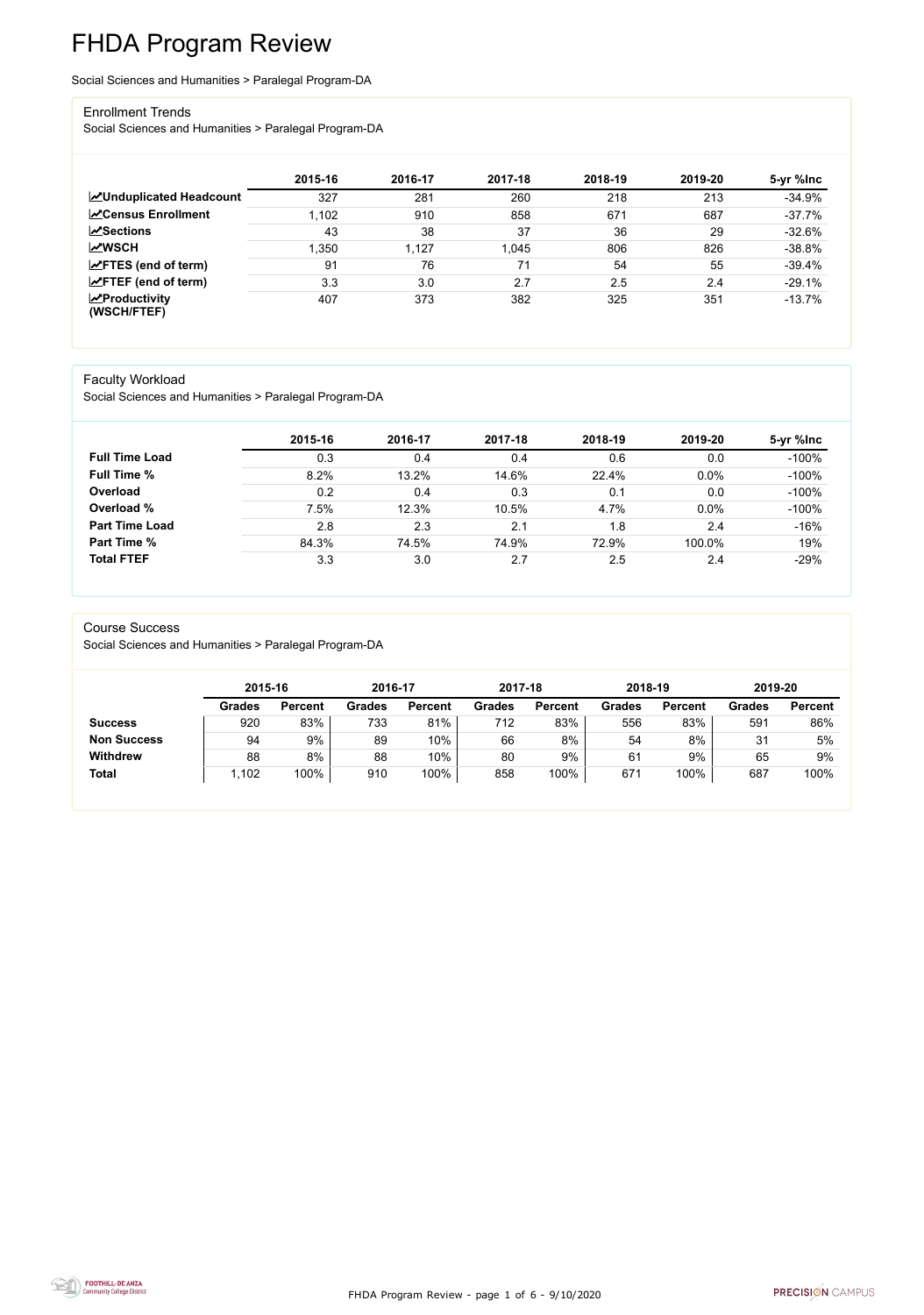# FHDA Program Review

Social Sciences and Humanities > Paralegal Program-DA

## Enrollment Trends

Social Sciences and Humanities > Paralegal Program-DA

| | 2015-16 | 2016-17 | 2017-18 | 2018-19 | 2019-20 | 5-yr %Inc |
|---|---|---|---|---|---|---|
| **Unduplicated Headcount** | 327 | 281 | 260 | 218 | 213 | -34.9% |
| **Census Enrollment** | 1,102 | 910 | 858 | 671 | 687 | -37.7% |
| **Sections** | 43 | 38 | 37 | 36 | 29 | -32.6% |
| **WSCH** | 1,350 | 1,127 | 1,045 | 806 | 826 | -38.8% |
| **FTES (end of term)** | 91 | 76 | 71 | 54 | 55 | -39.4% |
| **FTEF (end of term)** | 3.3 | 3.0 | 2.7 | 2.5 | 2.4 | -29.1% |
| **Productivity (WSCH/FTEF)** | 407 | 373 | 382 | 325 | 351 | -13.7% |

## Faculty Workload

Social Sciences and Humanities > Paralegal Program-DA

| | 2015-16 | 2016-17 | 2017-18 | 2018-19 | 2019-20 | 5-yr %Inc |
|---|---|---|---|---|---|---|
| **Full Time Load** | 0.3 | 0.4 | 0.4 | 0.6 | 0.0 | -100% |
| **Full Time %** | 8.2% | 13.2% | 14.6% | 22.4% | 0.0% | -100% |
| **Overload** | 0.2 | 0.4 | 0.3 | 0.1 | 0.0 | -100% |
| **Overload %** | 7.5% | 12.3% | 10.5% | 4.7% | 0.0% | -100% |
| **Part Time Load** | 2.8 | 2.3 | 2.1 | 1.8 | 2.4 | -16% |
| **Part Time %** | 84.3% | 74.5% | 74.9% | 72.9% | 100.0% | 19% |
| **Total FTEF** | 3.3 | 3.0 | 2.7 | 2.5 | 2.4 | -29% |

## Course Success

Social Sciences and Humanities > Paralegal Program-DA

| | 2015-16 | | 2016-17 | | 2017-18 | | 2018-19 | | 2019-20 | |
|---|---|---|---|---|---|---|---|---|---|---|
| | Grades | Percent | Grades | Percent | Grades | Percent | Grades | Percent | Grades | Percent |
| **Success** | 920 | 83% | 733 | 81% | 712 | 83% | 556 | 83% | 591 | 86% |
| **Non Success** | 94 | 9% | 89 | 10% | 66 | 8% | 54 | 8% | 31 | 5% |
| **Withdrew** | 88 | 8% | 88 | 10% | 80 | 9% | 61 | 9% | 65 | 9% |
| **Total** | 1,102 | 100% | 910 | 100% | 858 | 100% | 671 | 100% | 687 | 100% |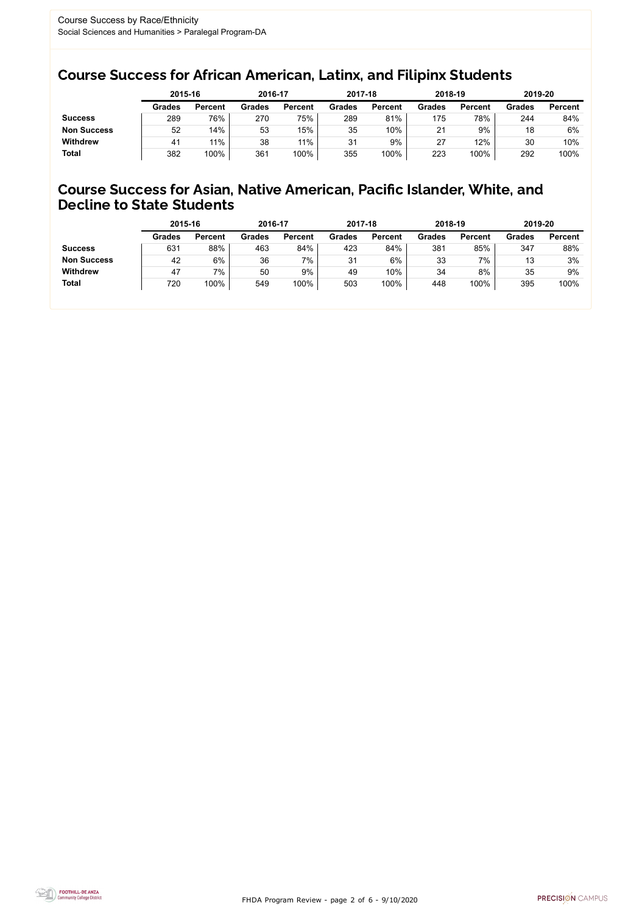Course Success by Race/Ethnicity
Social Sciences and Humanities > Paralegal Program-DA

## Course Success for African American, Latinx, and Filipinx Students

| | 2015-16 | | 2016-17 | | 2017-18 | | 2018-19 | | 2019-20 | |
|---|---|---|---|---|---|---|---|---|---|---|
| | Grades | Percent | Grades | Percent | Grades | Percent | Grades | Percent | Grades | Percent |
| **Success** | 289 | 76% | 270 | 75% | 289 | 81% | 175 | 78% | 244 | 84% |
| **Non Success** | 52 | 14% | 53 | 15% | 35 | 10% | 21 | 9% | 18 | 6% |
| **Withdrew** | 41 | 11% | 38 | 11% | 31 | 9% | 27 | 12% | 30 | 10% |
| **Total** | 382 | 100% | 361 | 100% | 355 | 100% | 223 | 100% | 292 | 100% |

## Course Success for Asian, Native American, Pacific Islander, White, and Decline to State Students

| | 2015-16 | | 2016-17 | | 2017-18 | | 2018-19 | | 2019-20 | |
|---|---|---|---|---|---|---|---|---|---|---|
| | Grades | Percent | Grades | Percent | Grades | Percent | Grades | Percent | Grades | Percent |
| **Success** | 631 | 88% | 463 | 84% | 423 | 84% | 381 | 85% | 347 | 88% |
| **Non Success** | 42 | 6% | 36 | 7% | 31 | 6% | 33 | 7% | 13 | 3% |
| **Withdrew** | 47 | 7% | 50 | 9% | 49 | 10% | 34 | 8% | 35 | 9% |
| **Total** | 720 | 100% | 549 | 100% | 503 | 100% | 448 | 100% | 395 | 100% |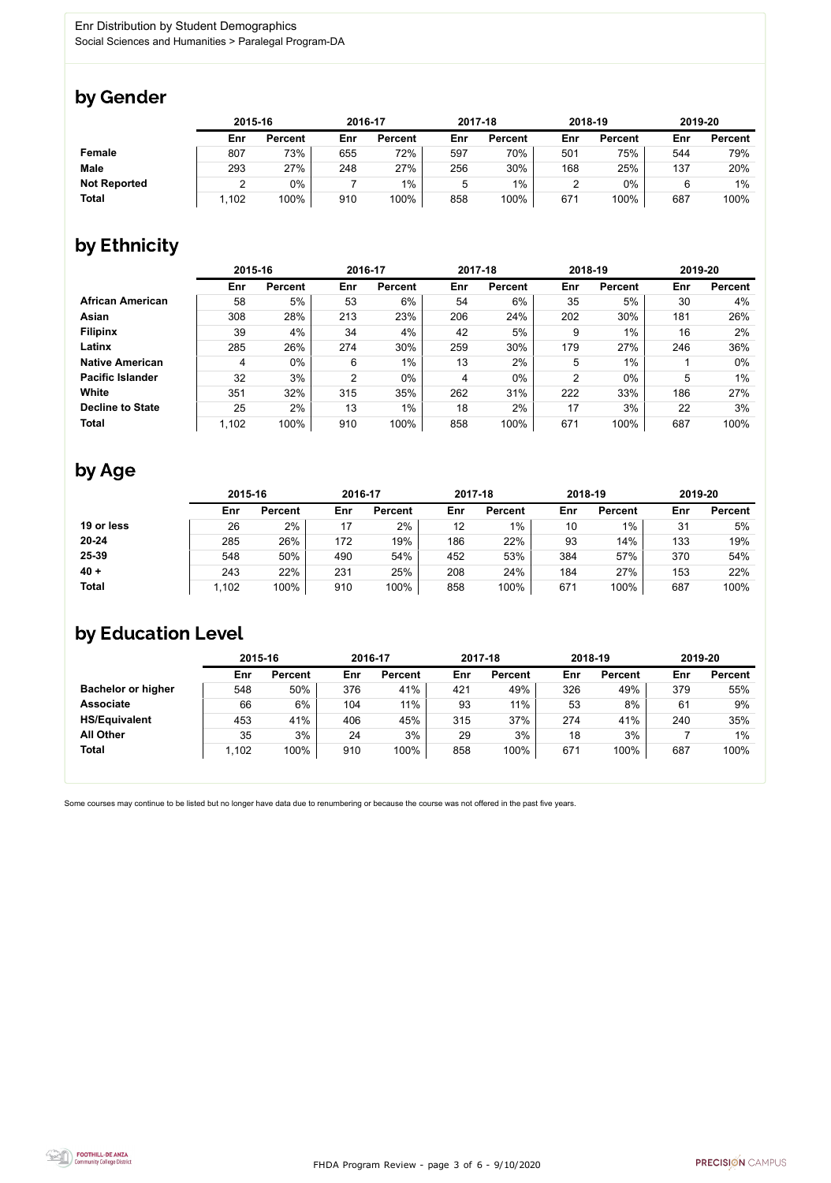Enr Distribution by Student Demographics
Social Sciences and Humanities > Paralegal Program-DA

## by Gender

| | 2015-16 | | 2016-17 | | 2017-18 | | 2018-19 | | 2019-20 | |
|---|---|---|---|---|---|---|---|---|---|---|
| | Enr | Percent | Enr | Percent | Enr | Percent | Enr | Percent | Enr | Percent |
| **Female** | 807 | 73% | 655 | 72% | 597 | 70% | 501 | 75% | 544 | 79% |
| **Male** | 293 | 27% | 248 | 27% | 256 | 30% | 168 | 25% | 137 | 20% |
| **Not Reported** | 2 | 0% | 7 | 1% | 5 | 1% | 2 | 0% | 6 | 1% |
| **Total** | 1,102 | 100% | 910 | 100% | 858 | 100% | 671 | 100% | 687 | 100% |

## by Ethnicity

| | 2015-16 | | 2016-17 | | 2017-18 | | 2018-19 | | 2019-20 | |
|---|---|---|---|---|---|---|---|---|---|---|
| | Enr | Percent | Enr | Percent | Enr | Percent | Enr | Percent | Enr | Percent |
| **African American** | 58 | 5% | 53 | 6% | 54 | 6% | 35 | 5% | 30 | 4% |
| **Asian** | 308 | 28% | 213 | 23% | 206 | 24% | 202 | 30% | 181 | 26% |
| **Filipinx** | 39 | 4% | 34 | 4% | 42 | 5% | 9 | 1% | 16 | 2% |
| **Latinx** | 285 | 26% | 274 | 30% | 259 | 30% | 179 | 27% | 246 | 36% |
| **Native American** | 4 | 0% | 6 | 1% | 13 | 2% | 5 | 1% | 1 | 0% |
| **Pacific Islander** | 32 | 3% | 2 | 0% | 4 | 0% | 2 | 0% | 5 | 1% |
| **White** | 351 | 32% | 315 | 35% | 262 | 31% | 222 | 33% | 186 | 27% |
| **Decline to State** | 25 | 2% | 13 | 1% | 18 | 2% | 17 | 3% | 22 | 3% |
| **Total** | 1,102 | 100% | 910 | 100% | 858 | 100% | 671 | 100% | 687 | 100% |

## by Age

| | 2015-16 | | 2016-17 | | 2017-18 | | 2018-19 | | 2019-20 | |
|---|---|---|---|---|---|---|---|---|---|---|
| | Enr | Percent | Enr | Percent | Enr | Percent | Enr | Percent | Enr | Percent |
| **19 or less** | 26 | 2% | 17 | 2% | 12 | 1% | 10 | 1% | 31 | 5% |
| **20-24** | 285 | 26% | 172 | 19% | 186 | 22% | 93 | 14% | 133 | 19% |
| **25-39** | 548 | 50% | 490 | 54% | 452 | 53% | 384 | 57% | 370 | 54% |
| **40 +** | 243 | 22% | 231 | 25% | 208 | 24% | 184 | 27% | 153 | 22% |
| **Total** | 1,102 | 100% | 910 | 100% | 858 | 100% | 671 | 100% | 687 | 100% |

## by Education Level

| | 2015-16 | | 2016-17 | | 2017-18 | | 2018-19 | | 2019-20 | |
|---|---|---|---|---|---|---|---|---|---|---|
| | Enr | Percent | Enr | Percent | Enr | Percent | Enr | Percent | Enr | Percent |
| **Bachelor or higher** | 548 | 50% | 376 | 41% | 421 | 49% | 326 | 49% | 379 | 55% |
| **Associate** | 66 | 6% | 104 | 11% | 93 | 11% | 53 | 8% | 61 | 9% |
| **HS/Equivalent** | 453 | 41% | 406 | 45% | 315 | 37% | 274 | 41% | 240 | 35% |
| **All Other** | 35 | 3% | 24 | 3% | 29 | 3% | 18 | 3% | 7 | 1% |
| **Total** | 1,102 | 100% | 910 | 100% | 858 | 100% | 671 | 100% | 687 | 100% |

Some courses may continue to be listed but no longer have data due to renumbering or because the course was not offered in the past five years.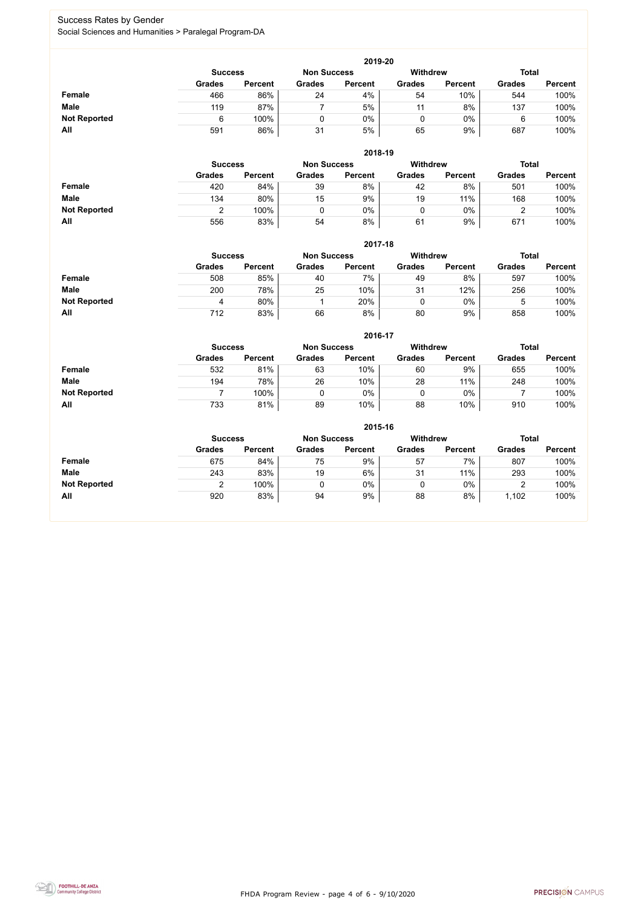# Success Rates by Gender

Social Sciences and Humanities > Paralegal Program-DA

### 2019-20

| | Success | | Non Success | | Withdrew | | Total | |
|---|---|---|---|---|---|---|---|---|
| | Grades | Percent | Grades | Percent | Grades | Percent | Grades | Percent |
| **Female** | 466 | 86% | 24 | 4% | 54 | 10% | 544 | 100% |
| **Male** | 119 | 87% | 7 | 5% | 11 | 8% | 137 | 100% |
| **Not Reported** | 6 | 100% | 0 | 0% | 0 | 0% | 6 | 100% |
| **All** | 591 | 86% | 31 | 5% | 65 | 9% | 687 | 100% |

### 2018-19

| | Success | | Non Success | | Withdrew | | Total | |
|---|---|---|---|---|---|---|---|---|
| | Grades | Percent | Grades | Percent | Grades | Percent | Grades | Percent |
| **Female** | 420 | 84% | 39 | 8% | 42 | 8% | 501 | 100% |
| **Male** | 134 | 80% | 15 | 9% | 19 | 11% | 168 | 100% |
| **Not Reported** | 2 | 100% | 0 | 0% | 0 | 0% | 2 | 100% |
| **All** | 556 | 83% | 54 | 8% | 61 | 9% | 671 | 100% |

### 2017-18

| | Success | | Non Success | | Withdrew | | Total | |
|---|---|---|---|---|---|---|---|---|
| | Grades | Percent | Grades | Percent | Grades | Percent | Grades | Percent |
| **Female** | 508 | 85% | 40 | 7% | 49 | 8% | 597 | 100% |
| **Male** | 200 | 78% | 25 | 10% | 31 | 12% | 256 | 100% |
| **Not Reported** | 4 | 80% | 1 | 20% | 0 | 0% | 5 | 100% |
| **All** | 712 | 83% | 66 | 8% | 80 | 9% | 858 | 100% |

### 2016-17

| | Success | | Non Success | | Withdrew | | Total | |
|---|---|---|---|---|---|---|---|---|
| | Grades | Percent | Grades | Percent | Grades | Percent | Grades | Percent |
| **Female** | 532 | 81% | 63 | 10% | 60 | 9% | 655 | 100% |
| **Male** | 194 | 78% | 26 | 10% | 28 | 11% | 248 | 100% |
| **Not Reported** | 7 | 100% | 0 | 0% | 0 | 0% | 7 | 100% |
| **All** | 733 | 81% | 89 | 10% | 88 | 10% | 910 | 100% |

### 2015-16

| | Success | | Non Success | | Withdrew | | Total | |
|---|---|---|---|---|---|---|---|---|
| | Grades | Percent | Grades | Percent | Grades | Percent | Grades | Percent |
| **Female** | 675 | 84% | 75 | 9% | 57 | 7% | 807 | 100% |
| **Male** | 243 | 83% | 19 | 6% | 31 | 11% | 293 | 100% |
| **Not Reported** | 2 | 100% | 0 | 0% | 0 | 0% | 2 | 100% |
| **All** | 920 | 83% | 94 | 9% | 88 | 8% | 1,102 | 100% |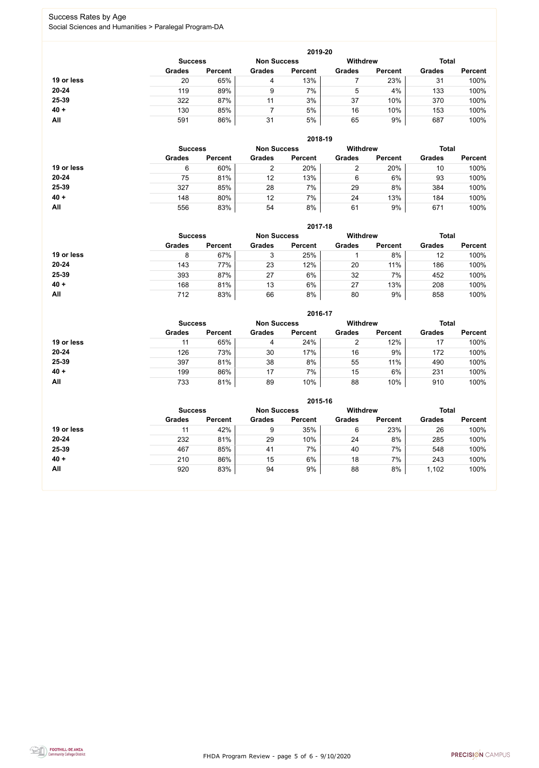# Success Rates by Age

Social Sciences and Humanities > Paralegal Program-DA

## 2019-20

| | Success | | Non Success | | Withdrew | | Total | |
|---|---|---|---|---|---|---|---|---|
| | Grades | Percent | Grades | Percent | Grades | Percent | Grades | Percent |
| **19 or less** | 20 | 65% | 4 | 13% | 7 | 23% | 31 | 100% |
| **20-24** | 119 | 89% | 9 | 7% | 5 | 4% | 133 | 100% |
| **25-39** | 322 | 87% | 11 | 3% | 37 | 10% | 370 | 100% |
| **40 +** | 130 | 85% | 7 | 5% | 16 | 10% | 153 | 100% |
| **All** | 591 | 86% | 31 | 5% | 65 | 9% | 687 | 100% |

## 2018-19

| | Success | | Non Success | | Withdrew | | Total | |
|---|---|---|---|---|---|---|---|---|
| | Grades | Percent | Grades | Percent | Grades | Percent | Grades | Percent |
| **19 or less** | 6 | 60% | 2 | 20% | 2 | 20% | 10 | 100% |
| **20-24** | 75 | 81% | 12 | 13% | 6 | 6% | 93 | 100% |
| **25-39** | 327 | 85% | 28 | 7% | 29 | 8% | 384 | 100% |
| **40 +** | 148 | 80% | 12 | 7% | 24 | 13% | 184 | 100% |
| **All** | 556 | 83% | 54 | 8% | 61 | 9% | 671 | 100% |

## 2017-18

| | Success | | Non Success | | Withdrew | | Total | |
|---|---|---|---|---|---|---|---|---|
| | Grades | Percent | Grades | Percent | Grades | Percent | Grades | Percent |
| **19 or less** | 8 | 67% | 3 | 25% | 1 | 8% | 12 | 100% |
| **20-24** | 143 | 77% | 23 | 12% | 20 | 11% | 186 | 100% |
| **25-39** | 393 | 87% | 27 | 6% | 32 | 7% | 452 | 100% |
| **40 +** | 168 | 81% | 13 | 6% | 27 | 13% | 208 | 100% |
| **All** | 712 | 83% | 66 | 8% | 80 | 9% | 858 | 100% |

## 2016-17

| | Success | | Non Success | | Withdrew | | Total | |
|---|---|---|---|---|---|---|---|---|
| | Grades | Percent | Grades | Percent | Grades | Percent | Grades | Percent |
| **19 or less** | 11 | 65% | 4 | 24% | 2 | 12% | 17 | 100% |
| **20-24** | 126 | 73% | 30 | 17% | 16 | 9% | 172 | 100% |
| **25-39** | 397 | 81% | 38 | 8% | 55 | 11% | 490 | 100% |
| **40 +** | 199 | 86% | 17 | 7% | 15 | 6% | 231 | 100% |
| **All** | 733 | 81% | 89 | 10% | 88 | 10% | 910 | 100% |

## 2015-16

| | Success | | Non Success | | Withdrew | | Total | |
|---|---|---|---|---|---|---|---|---|
| | Grades | Percent | Grades | Percent | Grades | Percent | Grades | Percent |
| **19 or less** | 11 | 42% | 9 | 35% | 6 | 23% | 26 | 100% |
| **20-24** | 232 | 81% | 29 | 10% | 24 | 8% | 285 | 100% |
| **25-39** | 467 | 85% | 41 | 7% | 40 | 7% | 548 | 100% |
| **40 +** | 210 | 86% | 15 | 6% | 18 | 7% | 243 | 100% |
| **All** | 920 | 83% | 94 | 9% | 88 | 8% | 1,102 | 100% |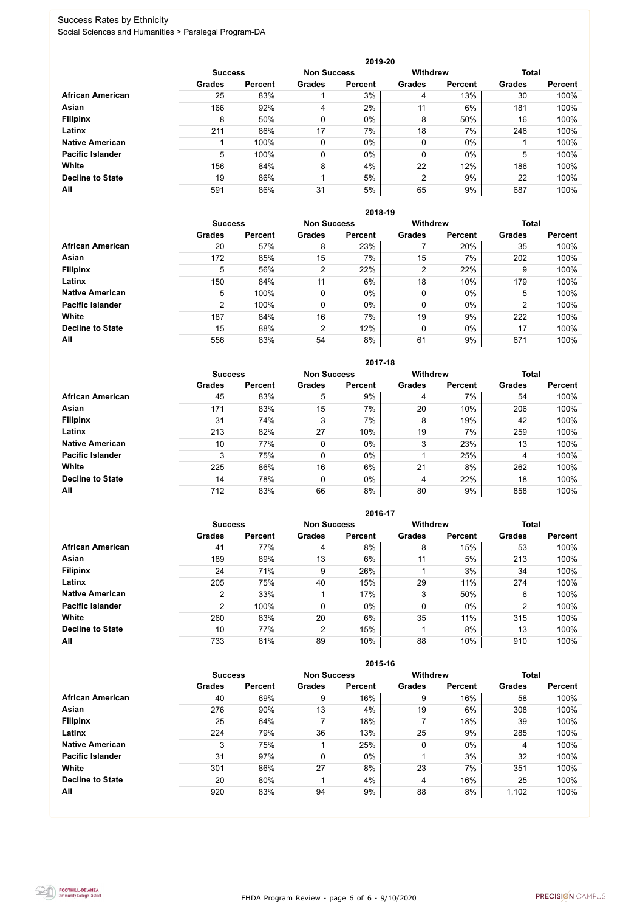# Success Rates by Ethnicity

Social Sciences and Humanities > Paralegal Program-DA

## 2019-20

| | Success | | Non Success | | Withdrew | | Total | |
|---|---|---|---|---|---|---|---|---|
| | Grades | Percent | Grades | Percent | Grades | Percent | Grades | Percent |
| **African American** | 25 | 83% | 1 | 3% | 4 | 13% | 30 | 100% |
| **Asian** | 166 | 92% | 4 | 2% | 11 | 6% | 181 | 100% |
| **Filipinx** | 8 | 50% | 0 | 0% | 8 | 50% | 16 | 100% |
| **Latinx** | 211 | 86% | 17 | 7% | 18 | 7% | 246 | 100% |
| **Native American** | 1 | 100% | 0 | 0% | 0 | 0% | 1 | 100% |
| **Pacific Islander** | 5 | 100% | 0 | 0% | 0 | 0% | 5 | 100% |
| **White** | 156 | 84% | 8 | 4% | 22 | 12% | 186 | 100% |
| **Decline to State** | 19 | 86% | 1 | 5% | 2 | 9% | 22 | 100% |
| **All** | 591 | 86% | 31 | 5% | 65 | 9% | 687 | 100% |

## 2018-19

| | Success | | Non Success | | Withdrew | | Total | |
|---|---|---|---|---|---|---|---|---|
| | Grades | Percent | Grades | Percent | Grades | Percent | Grades | Percent |
| **African American** | 20 | 57% | 8 | 23% | 7 | 20% | 35 | 100% |
| **Asian** | 172 | 85% | 15 | 7% | 15 | 7% | 202 | 100% |
| **Filipinx** | 5 | 56% | 2 | 22% | 2 | 22% | 9 | 100% |
| **Latinx** | 150 | 84% | 11 | 6% | 18 | 10% | 179 | 100% |
| **Native American** | 5 | 100% | 0 | 0% | 0 | 0% | 5 | 100% |
| **Pacific Islander** | 2 | 100% | 0 | 0% | 0 | 0% | 2 | 100% |
| **White** | 187 | 84% | 16 | 7% | 19 | 9% | 222 | 100% |
| **Decline to State** | 15 | 88% | 2 | 12% | 0 | 0% | 17 | 100% |
| **All** | 556 | 83% | 54 | 8% | 61 | 9% | 671 | 100% |

## 2017-18

| | Success | | Non Success | | Withdrew | | Total | |
|---|---|---|---|---|---|---|---|---|
| | Grades | Percent | Grades | Percent | Grades | Percent | Grades | Percent |
| **African American** | 45 | 83% | 5 | 9% | 4 | 7% | 54 | 100% |
| **Asian** | 171 | 83% | 15 | 7% | 20 | 10% | 206 | 100% |
| **Filipinx** | 31 | 74% | 3 | 7% | 8 | 19% | 42 | 100% |
| **Latinx** | 213 | 82% | 27 | 10% | 19 | 7% | 259 | 100% |
| **Native American** | 10 | 77% | 0 | 0% | 3 | 23% | 13 | 100% |
| **Pacific Islander** | 3 | 75% | 0 | 0% | 1 | 25% | 4 | 100% |
| **White** | 225 | 86% | 16 | 6% | 21 | 8% | 262 | 100% |
| **Decline to State** | 14 | 78% | 0 | 0% | 4 | 22% | 18 | 100% |
| **All** | 712 | 83% | 66 | 8% | 80 | 9% | 858 | 100% |

## 2016-17

| | Success | | Non Success | | Withdrew | | Total | |
|---|---|---|---|---|---|---|---|---|
| | Grades | Percent | Grades | Percent | Grades | Percent | Grades | Percent |
| **African American** | 41 | 77% | 4 | 8% | 8 | 15% | 53 | 100% |
| **Asian** | 189 | 89% | 13 | 6% | 11 | 5% | 213 | 100% |
| **Filipinx** | 24 | 71% | 9 | 26% | 1 | 3% | 34 | 100% |
| **Latinx** | 205 | 75% | 40 | 15% | 29 | 11% | 274 | 100% |
| **Native American** | 2 | 33% | 1 | 17% | 3 | 50% | 6 | 100% |
| **Pacific Islander** | 2 | 100% | 0 | 0% | 0 | 0% | 2 | 100% |
| **White** | 260 | 83% | 20 | 6% | 35 | 11% | 315 | 100% |
| **Decline to State** | 10 | 77% | 2 | 15% | 1 | 8% | 13 | 100% |
| **All** | 733 | 81% | 89 | 10% | 88 | 10% | 910 | 100% |

## 2015-16

| | Success | | Non Success | | Withdrew | | Total | |
|---|---|---|---|---|---|---|---|---|
| | Grades | Percent | Grades | Percent | Grades | Percent | Grades | Percent |
| **African American** | 40 | 69% | 9 | 16% | 9 | 16% | 58 | 100% |
| **Asian** | 276 | 90% | 13 | 4% | 19 | 6% | 308 | 100% |
| **Filipinx** | 25 | 64% | 7 | 18% | 7 | 18% | 39 | 100% |
| **Latinx** | 224 | 79% | 36 | 13% | 25 | 9% | 285 | 100% |
| **Native American** | 3 | 75% | 1 | 25% | 0 | 0% | 4 | 100% |
| **Pacific Islander** | 31 | 97% | 0 | 0% | 1 | 3% | 32 | 100% |
| **White** | 301 | 86% | 27 | 8% | 23 | 7% | 351 | 100% |
| **Decline to State** | 20 | 80% | 1 | 4% | 4 | 16% | 25 | 100% |
| **All** | 920 | 83% | 94 | 9% | 88 | 8% | 1,102 | 100% |